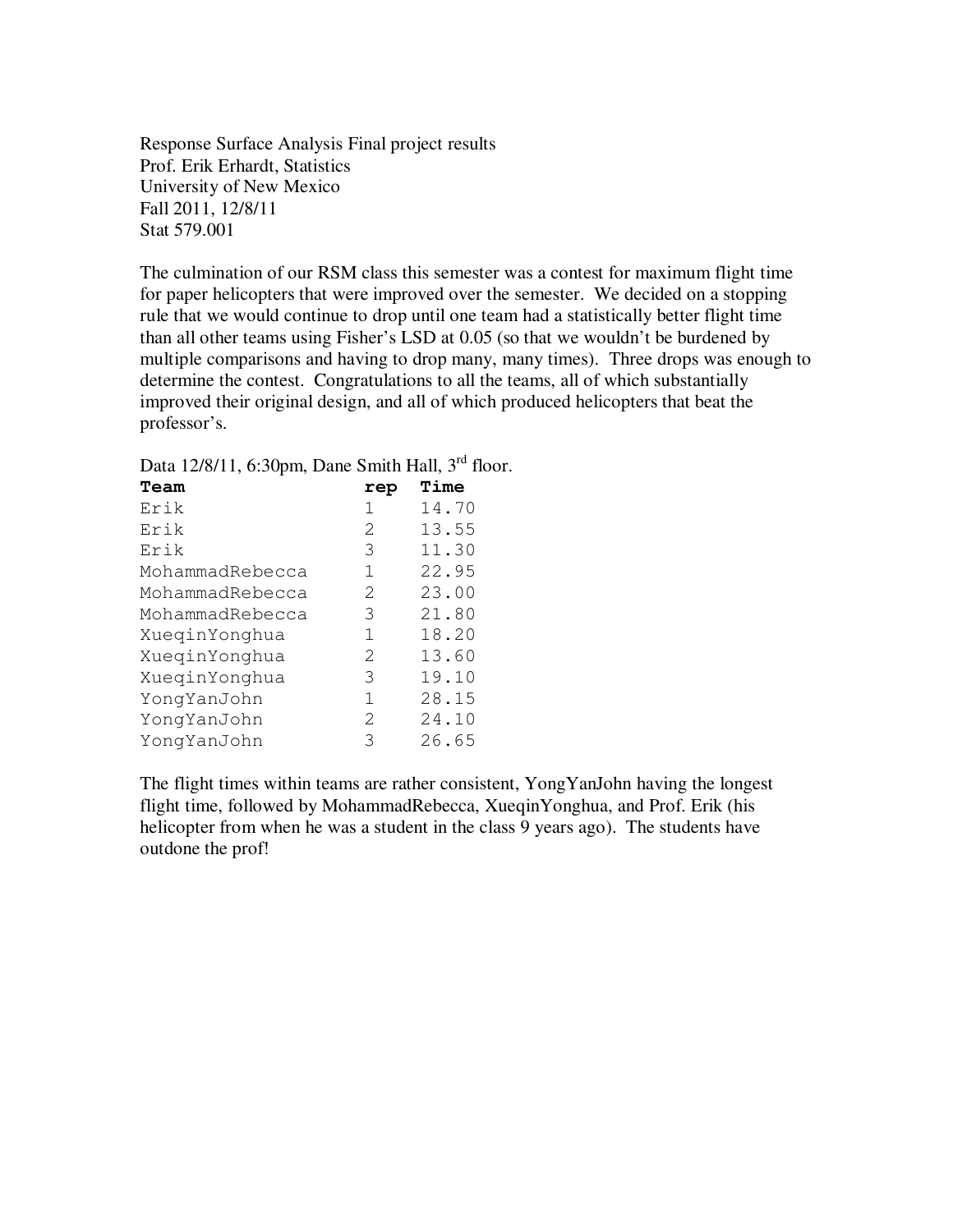Response Surface Analysis Final project results
Prof. Erik Erhardt, Statistics
University of New Mexico
Fall 2011, 12/8/11
Stat 579.001

The culmination of our RSM class this semester was a contest for maximum flight time for paper helicopters that were improved over the semester. We decided on a stopping rule that we would continue to drop until one team had a statistically better flight time than all other teams using Fisher's LSD at 0.05 (so that we wouldn't be burdened by multiple comparisons and having to drop many, many times). Three drops was enough to determine the contest. Congratulations to all the teams, all of which substantially improved their original design, and all of which produced helicopters that beat the professor's.

Data 12/8/11, 6:30pm, Dane Smith Hall, 3rd floor.

| **Team** | **rep** | **Time** |
|---|---|---|
| Erik | 1 | 14.70 |
| Erik | 2 | 13.55 |
| Erik | 3 | 11.30 |
| MohammadRebecca | 1 | 22.95 |
| MohammadRebecca | 2 | 23.00 |
| MohammadRebecca | 3 | 21.80 |
| XueqinYonghua | 1 | 18.20 |
| XueqinYonghua | 2 | 13.60 |
| XueqinYonghua | 3 | 19.10 |
| YongYanJohn | 1 | 28.15 |
| YongYanJohn | 2 | 24.10 |
| YongYanJohn | 3 | 26.65 |

The flight times within teams are rather consistent, YongYanJohn having the longest flight time, followed by MohammadRebecca, XueqinYonghua, and Prof. Erik (his helicopter from when he was a student in the class 9 years ago). The students have outdone the prof!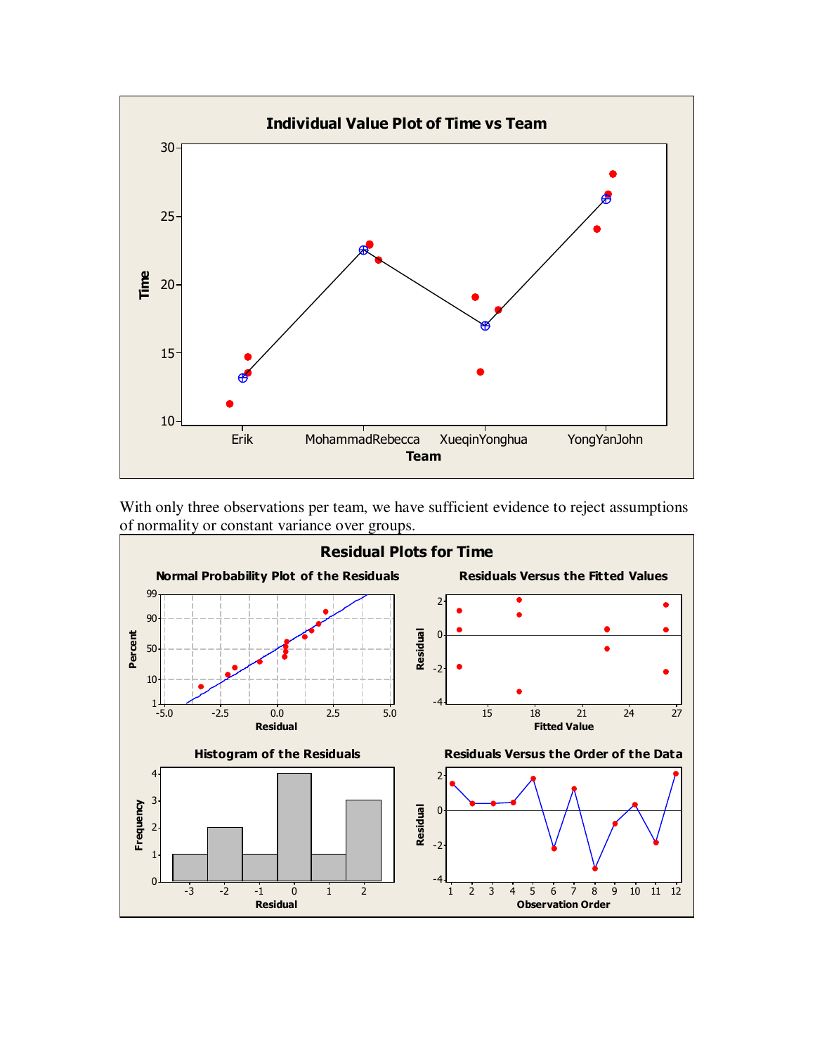With only three observations per team, we have sufficient evidence to reject assumptions of normality or constant variance over groups.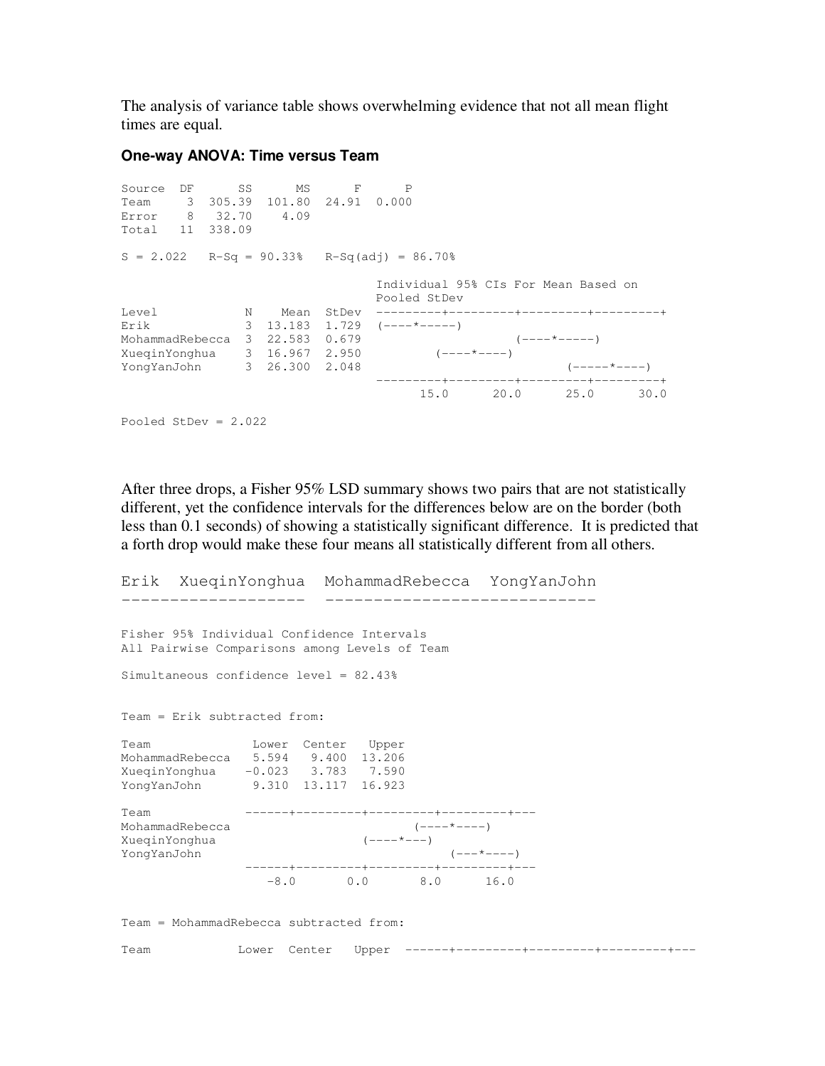The analysis of variance table shows overwhelming evidence that not all mean flight times are equal.

### One-way ANOVA: Time versus Team

```
Source  DF      SS      MS      F      P
Team     3  305.39  101.80  24.91  0.000
Error    8   32.70    4.09
Total   11  338.09

S = 2.022   R-Sq = 90.33%   R-Sq(adj) = 86.70%

                                  Individual 95% CIs For Mean Based on
                                  Pooled StDev
Level            N    Mean  StDev  ---------+---------+---------+---------+
Erik             3  13.183  1.729  (----*-----)
MohammadRebecca  3  22.583  0.679                    (----*-----)
XueqinYonghua    3  16.967  2.950          (----*----)
YongYanJohn      3  26.300  2.048                           (-----*----)
                                   ---------+---------+---------+---------+
                                         15.0      20.0      25.0      30.0

Pooled StDev = 2.022
```

After three drops, a Fisher 95% LSD summary shows two pairs that are not statistically different, yet the confidence intervals for the differences below are on the border (both less than 0.1 seconds) of showing a statistically significant difference. It is predicted that a forth drop would make these four means all statistically different from all others.

```
Erik  XueqinYonghua  MohammadRebecca  YongYanJohn
-------------------  ---------------------------

Fisher 95% Individual Confidence Intervals
All Pairwise Comparisons among Levels of Team

Simultaneous confidence level = 82.43%


Team = Erik subtracted from:

Team              Lower  Center   Upper
MohammadRebecca   5.594   9.400  13.206
XueqinYonghua    -0.023   3.783   7.590
YongYanJohn       9.310  13.117  16.923

Team             ------+---------+---------+---------+---
MohammadRebecca                        (----*----)
XueqinYonghua                  (----*---)
YongYanJohn                                 (---*----)
                 ------+---------+---------+---------+---
                    -8.0       0.0       8.0      16.0


Team = MohammadRebecca subtracted from:

Team            Lower  Center   Upper  ------+---------+---------+---------+---
```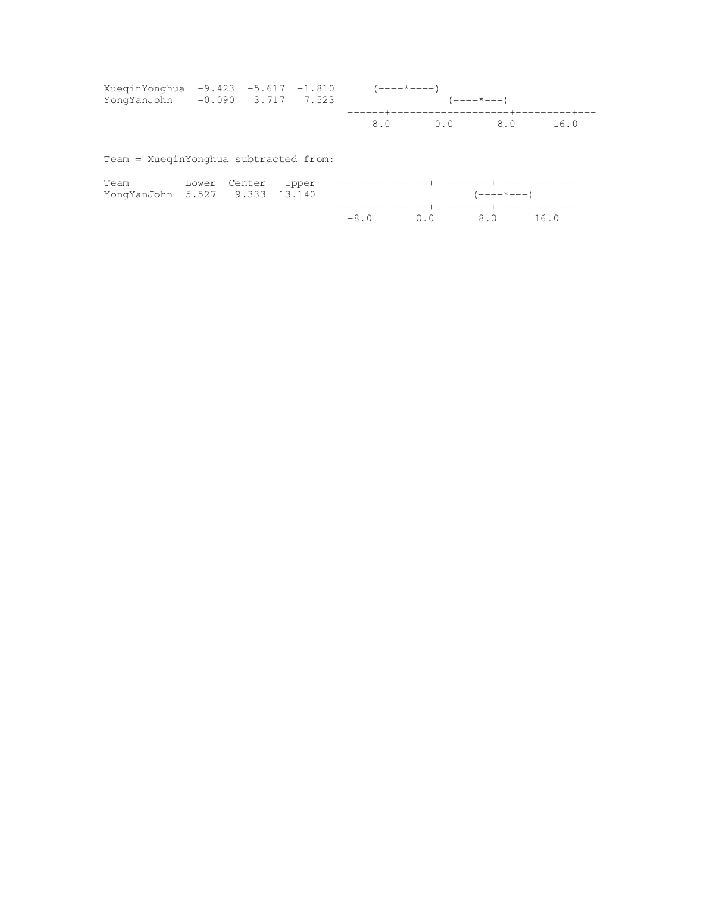```
XueqinYonghua  -9.423  -5.617  -1.810      (----*----)
YongYanJohn    -0.090   3.717   7.523                 (----*---)
                                       ------+---------+---------+---------+---
                                          -8.0       0.0       8.0      16.0


Team = XueqinYonghua subtracted from:

Team         Lower  Center   Upper  ------+---------+---------+---------+---
YongYanJohn  5.527   9.333  13.140                        (----*---)
                                    ------+---------+---------+---------+---
                                       -8.0       0.0       8.0      16.0
```